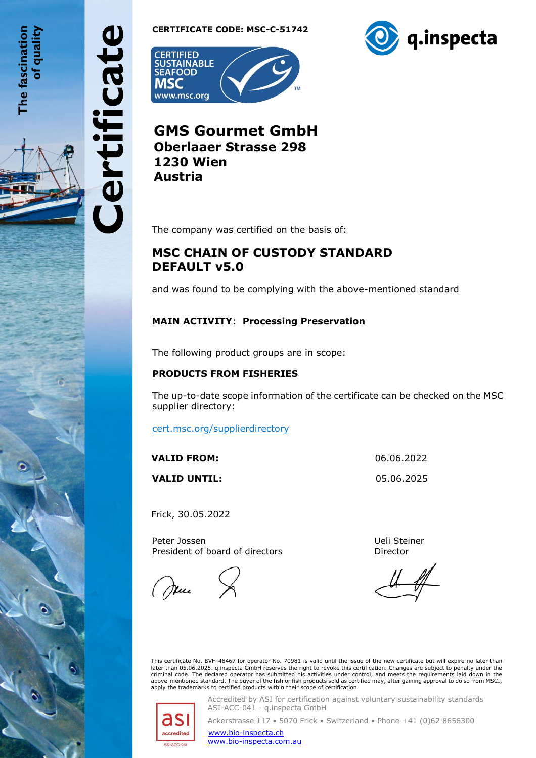The fascination of quality

# Certificate

**CERTIFICATE CODE: MSC-C-51742**

CERTIFIED SUSTAINABLE SEAFOOD MSC www.msc.org

q.inspecta

## GMS Gourmet GmbH
### Oberlaaer Strasse 298
### 1230 Wien
### Austria

The company was certified on the basis of:

## MSC CHAIN OF CUSTODY STANDARD DEFAULT v5.0

and was found to be complying with the above-mentioned standard

**MAIN ACTIVITY**: **Processing Preservation**

The following product groups are in scope:

**PRODUCTS FROM FISHERIES**

The up-to-date scope information of the certificate can be checked on the MSC supplier directory:

cert.msc.org/supplierdirectory

| | |
|---|---|
| **VALID FROM:** | 06.06.2022 |
| **VALID UNTIL:** | 05.06.2025 |

Frick, 30.05.2022

Peter Jossen
President of board of directors

Ueli Steiner
Director

This certificate No. BVH-48467 for operator No. 70981 is valid until the issue of the new certificate but will expire no later than later than 05.06.2025. q.inspecta GmbH reserves the right to revoke this certification. Changes are subject to penalty under the criminal code. The declared operator has submitted his activities under control, and meets the requirements laid down in the above-mentioned standard. The buyer of the fish or fish products sold as certified may, after gaining approval to do so from MSCI, apply the trademarks to certified products within their scope of certification.

asi accredited ASI-ACC-041

Accredited by ASI for certification against voluntary sustainability standards
ASI-ACC-041 - q.inspecta GmbH

Ackerstrasse 117 • 5070 Frick • Switzerland • Phone +41 (0)62 8656300

www.bio-inspecta.ch
www.bio-inspecta.com.au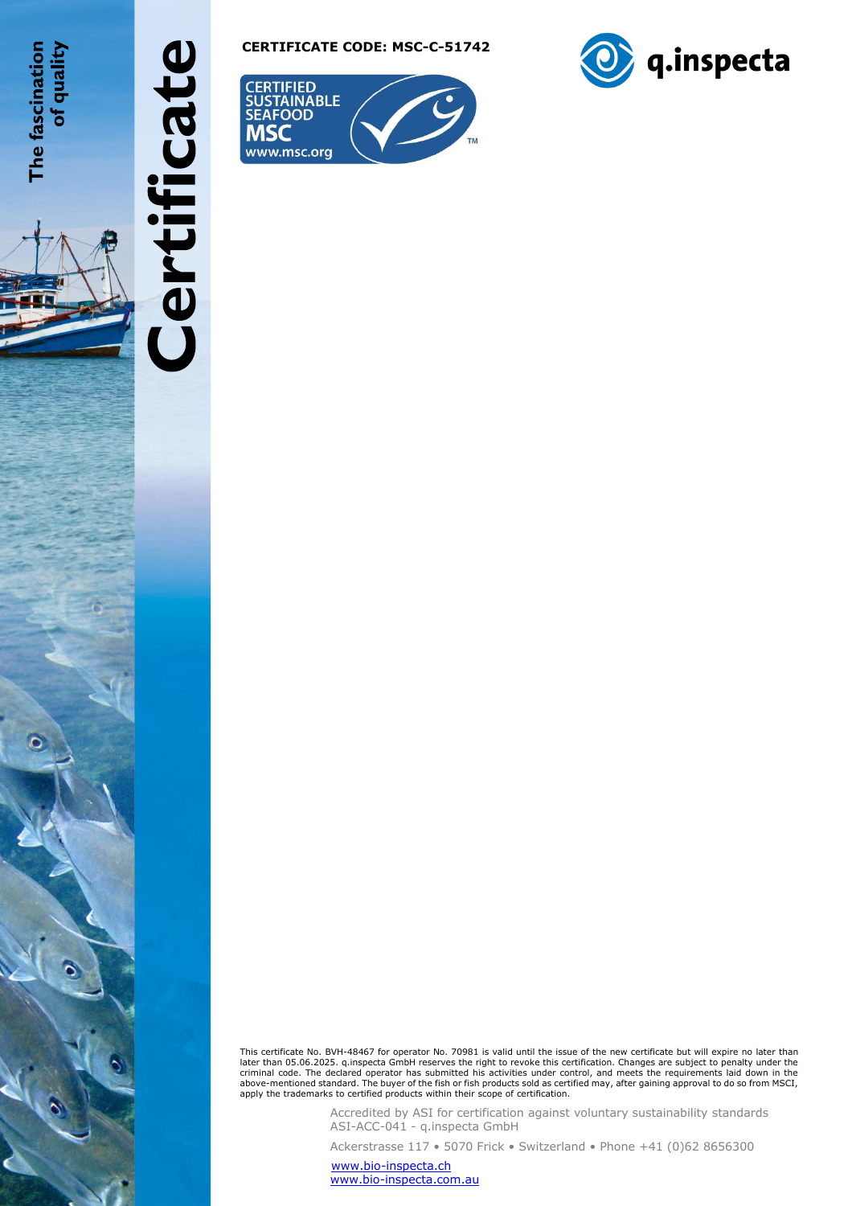The fascination of quality

# Certificate

**CERTIFICATE CODE: MSC-C-51742**

CERTIFIED SUSTAINABLE SEAFOOD MSC www.msc.org TM

q.inspecta

This certificate No. BVH-48467 for operator No. 70981 is valid until the issue of the new certificate but will expire no later than later than 05.06.2025. q.inspecta GmbH reserves the right to revoke this certification. Changes are subject to penalty under the criminal code. The declared operator has submitted his activities under control, and meets the requirements laid down in the above-mentioned standard. The buyer of the fish or fish products sold as certified may, after gaining approval to do so from MSCI, apply the trademarks to certified products within their scope of certification.

Accredited by ASI for certification against voluntary sustainability standards
ASI-ACC-041 - q.inspecta GmbH

Ackerstrasse 117 • 5070 Frick • Switzerland • Phone +41 (0)62 8656300

www.bio-inspecta.ch
www.bio-inspecta.com.au